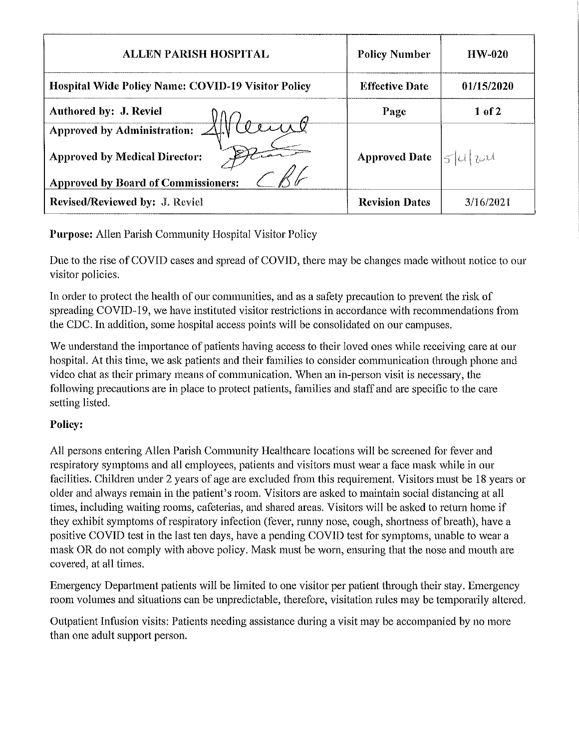| ALLEN PARISH HOSPITAL | Policy Number | HW-020 |
| --- | --- | --- |
| Hospital Wide Policy Name: COVID-19 Visitor Policy | Effective Date | 01/15/2020 |
| Authored by: J. Reviel | Page | 1 of 2 |
| Approved by Administration:<br>Approved by Medical Director:<br>Approved by Board of Commissioners: | Approved Date | 5/4/2021 |
| Revised/Reviewed by: J. Reviel | Revision Dates | 3/16/2021 |

**Purpose:** Allen Parish Community Hospital Visitor Policy

Due to the rise of COVID cases and spread of COVID, there may be changes made without notice to our visitor policies.

In order to protect the health of our communities, and as a safety precaution to prevent the risk of spreading COVID-19, we have instituted visitor restrictions in accordance with recommendations from the CDC. In addition, some hospital access points will be consolidated on our campuses.

We understand the importance of patients having access to their loved ones while receiving care at our hospital. At this time, we ask patients and their families to consider communication through phone and video chat as their primary means of communication. When an in-person visit is necessary, the following precautions are in place to protect patients, families and staff and are specific to the care setting listed.

**Policy:**

All persons entering Allen Parish Community Healthcare locations will be screened for fever and respiratory symptoms and all employees, patients and visitors must wear a face mask while in our facilities. Children under 2 years of age are excluded from this requirement. Visitors must be 18 years or older and always remain in the patient's room. Visitors are asked to maintain social distancing at all times, including waiting rooms, cafeterias, and shared areas. Visitors will be asked to return home if they exhibit symptoms of respiratory infection (fever, runny nose, cough, shortness of breath), have a positive COVID test in the last ten days, have a pending COVID test for symptoms, unable to wear a mask OR do not comply with above policy. Mask must be worn, ensuring that the nose and mouth are covered, at all times.

Emergency Department patients will be limited to one visitor per patient through their stay. Emergency room volumes and situations can be unpredictable, therefore, visitation rules may be temporarily altered.

Outpatient Infusion visits: Patients needing assistance during a visit may be accompanied by no more than one adult support person.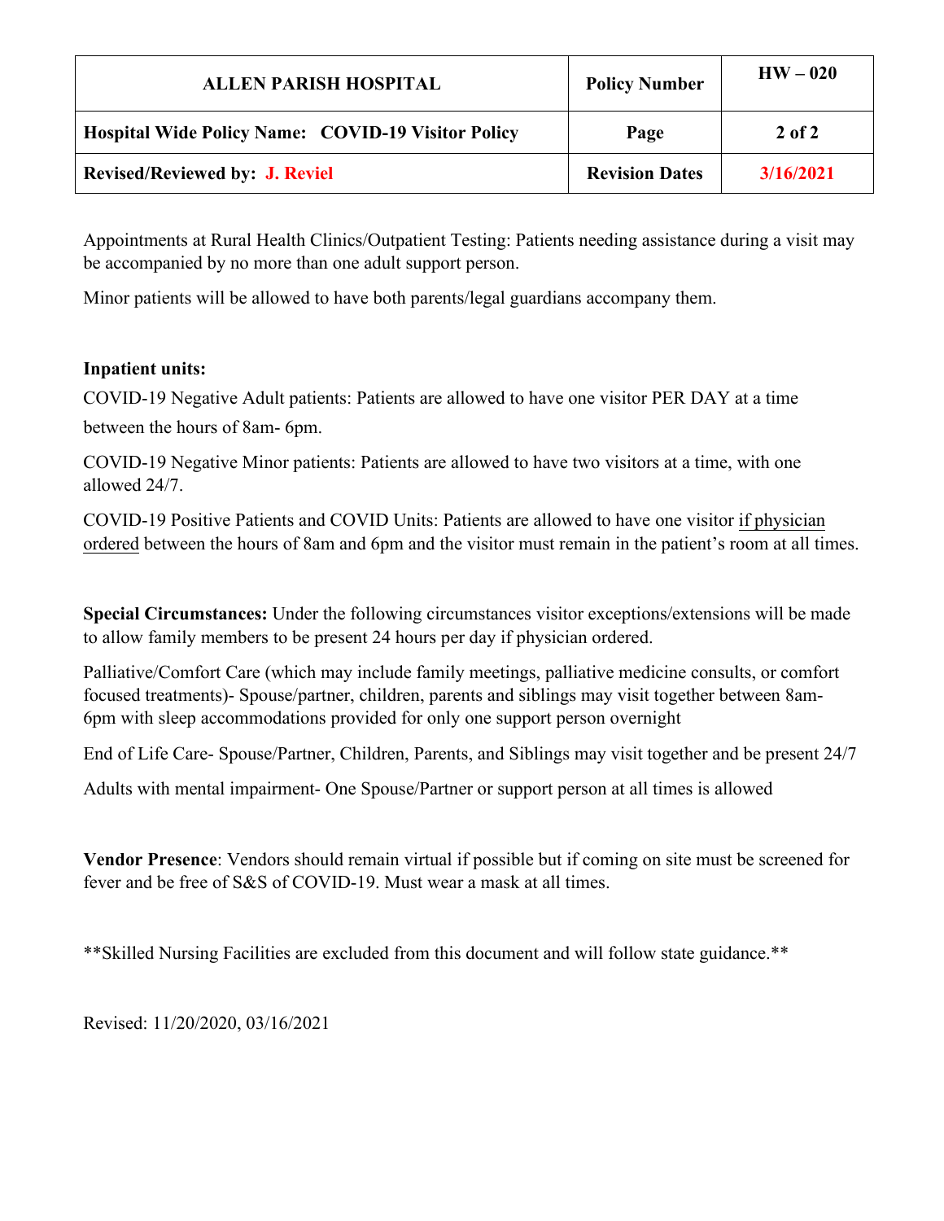| ALLEN PARISH HOSPITAL | Policy Number | HW – 020 |
| --- | --- | --- |
| **Hospital Wide Policy Name: COVID-19 Visitor Policy** | **Page** | **2 of 2** |
| **Revised/Reviewed by: J. Reviel** | **Revision Dates** | **3/16/2021** |

Appointments at Rural Health Clinics/Outpatient Testing: Patients needing assistance during a visit may be accompanied by no more than one adult support person.

Minor patients will be allowed to have both parents/legal guardians accompany them.

**Inpatient units:**

COVID-19 Negative Adult patients: Patients are allowed to have one visitor PER DAY at a time between the hours of 8am- 6pm.

COVID-19 Negative Minor patients: Patients are allowed to have two visitors at a time, with one allowed 24/7.

COVID-19 Positive Patients and COVID Units: Patients are allowed to have one visitor <u>if physician ordered</u> between the hours of 8am and 6pm and the visitor must remain in the patient's room at all times.

**Special Circumstances:** Under the following circumstances visitor exceptions/extensions will be made to allow family members to be present 24 hours per day if physician ordered.

Palliative/Comfort Care (which may include family meetings, palliative medicine consults, or comfort focused treatments)- Spouse/partner, children, parents and siblings may visit together between 8am-6pm with sleep accommodations provided for only one support person overnight

End of Life Care- Spouse/Partner, Children, Parents, and Siblings may visit together and be present 24/7

Adults with mental impairment- One Spouse/Partner or support person at all times is allowed

**Vendor Presence**: Vendors should remain virtual if possible but if coming on site must be screened for fever and be free of S&S of COVID-19. Must wear a mask at all times.

**Skilled Nursing Facilities are excluded from this document and will follow state guidance.**

Revised: 11/20/2020, 03/16/2021